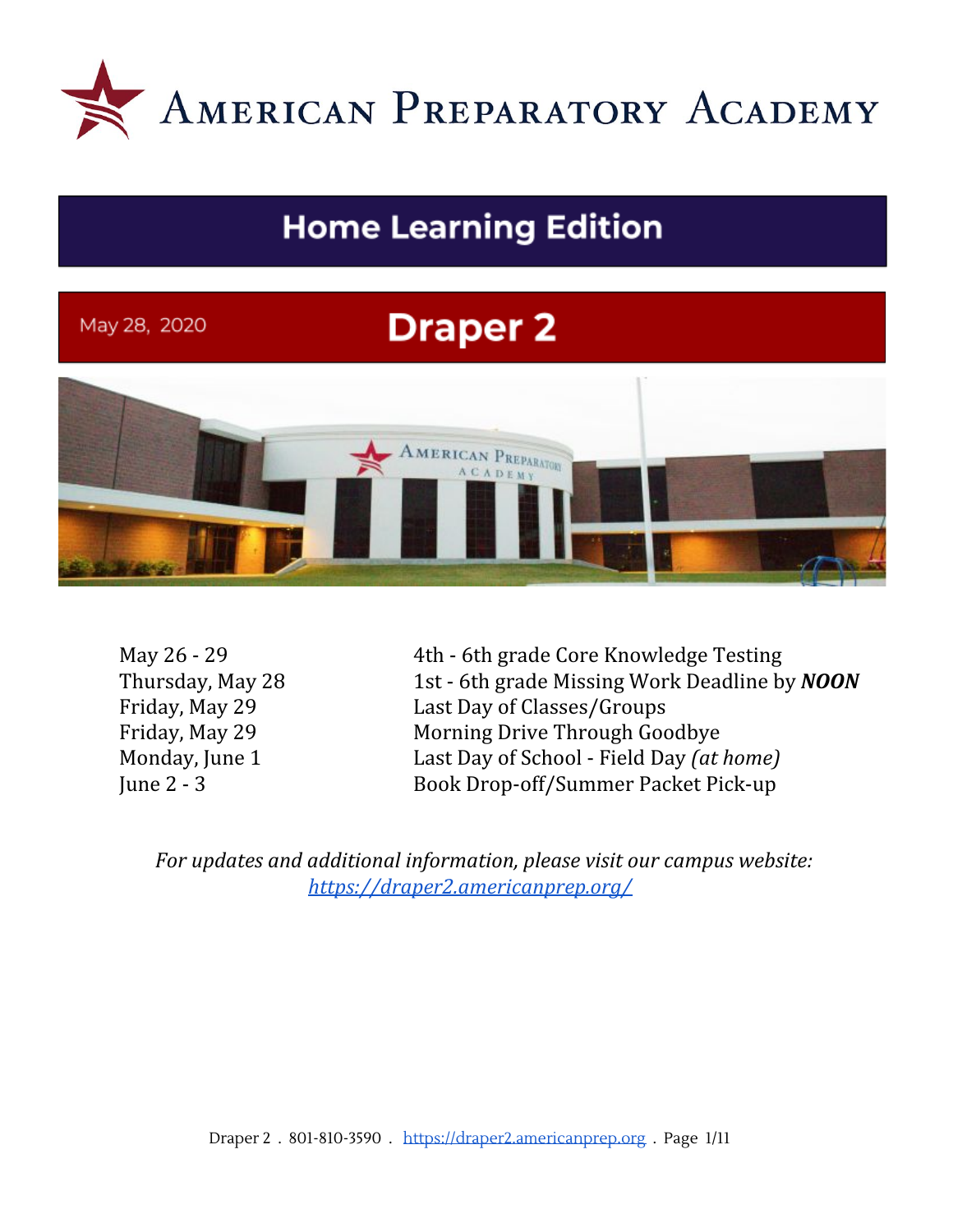# American Preparatory Academy

## Home Learning Edition

May 28, 2020

# Draper 2

| | |
|---|---|
| May 26 - 29 | 4th - 6th grade Core Knowledge Testing |
| Thursday, May 28 | 1st - 6th grade Missing Work Deadline by ***NOON*** |
| Friday, May 29 | Last Day of Classes/Groups |
| Friday, May 29 | Morning Drive Through Goodbye |
| Monday, June 1 | Last Day of School - Field Day *(at home)* |
| June 2 - 3 | Book Drop-off/Summer Packet Pick-up |

*For updates and additional information, please visit our campus website:* *https://draper2.americanprep.org/*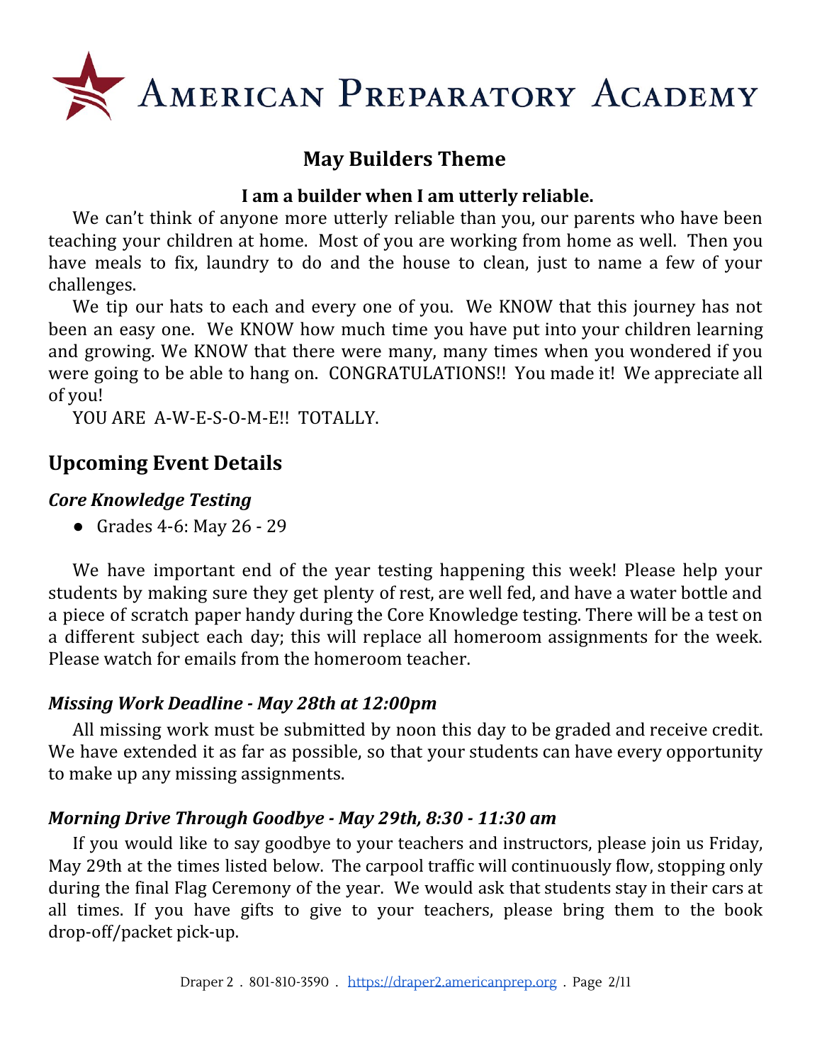# American Preparatory Academy

## May Builders Theme

**I am a builder when I am utterly reliable.**

We can't think of anyone more utterly reliable than you, our parents who have been teaching your children at home. Most of you are working from home as well. Then you have meals to fix, laundry to do and the house to clean, just to name a few of your challenges.

We tip our hats to each and every one of you. We KNOW that this journey has not been an easy one. We KNOW how much time you have put into your children learning and growing. We KNOW that there were many, many times when you wondered if you were going to be able to hang on. CONGRATULATIONS!! You made it! We appreciate all of you!

YOU ARE A-W-E-S-O-M-E!! TOTALLY.

## Upcoming Event Details

### *Core Knowledge Testing*

- Grades 4-6: May 26 - 29

We have important end of the year testing happening this week! Please help your students by making sure they get plenty of rest, are well fed, and have a water bottle and a piece of scratch paper handy during the Core Knowledge testing. There will be a test on a different subject each day; this will replace all homeroom assignments for the week. Please watch for emails from the homeroom teacher.

### *Missing Work Deadline - May 28th at 12:00pm*

All missing work must be submitted by noon this day to be graded and receive credit. We have extended it as far as possible, so that your students can have every opportunity to make up any missing assignments.

### *Morning Drive Through Goodbye - May 29th, 8:30 - 11:30 am*

If you would like to say goodbye to your teachers and instructors, please join us Friday, May 29th at the times listed below. The carpool traffic will continuously flow, stopping only during the final Flag Ceremony of the year. We would ask that students stay in their cars at all times. If you have gifts to give to your teachers, please bring them to the book drop-off/packet pick-up.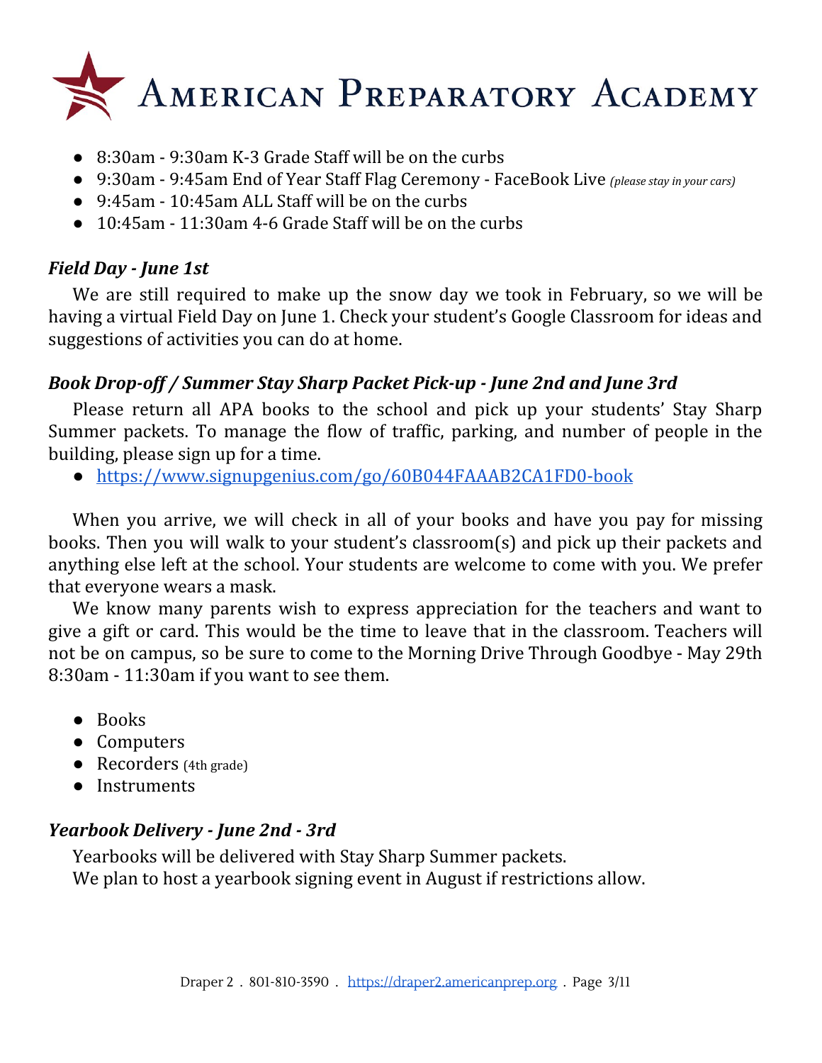- 8:30am - 9:30am K-3 Grade Staff will be on the curbs
- 9:30am - 9:45am End of Year Staff Flag Ceremony - FaceBook Live *(please stay in your cars)*
- 9:45am - 10:45am ALL Staff will be on the curbs
- 10:45am - 11:30am 4-6 Grade Staff will be on the curbs

### *Field Day - June 1st*

We are still required to make up the snow day we took in February, so we will be having a virtual Field Day on June 1. Check your student's Google Classroom for ideas and suggestions of activities you can do at home.

### *Book Drop-off / Summer Stay Sharp Packet Pick-up - June 2nd and June 3rd*

Please return all APA books to the school and pick up your students' Stay Sharp Summer packets. To manage the flow of traffic, parking, and number of people in the building, please sign up for a time.

- https://www.signupgenius.com/go/60B044FAAAB2CA1FD0-book

When you arrive, we will check in all of your books and have you pay for missing books. Then you will walk to your student's classroom(s) and pick up their packets and anything else left at the school. Your students are welcome to come with you. We prefer that everyone wears a mask.

We know many parents wish to express appreciation for the teachers and want to give a gift or card. This would be the time to leave that in the classroom. Teachers will not be on campus, so be sure to come to the Morning Drive Through Goodbye - May 29th 8:30am - 11:30am if you want to see them.

- Books
- Computers
- Recorders (4th grade)
- Instruments

### *Yearbook Delivery - June 2nd - 3rd*

Yearbooks will be delivered with Stay Sharp Summer packets.
We plan to host a yearbook signing event in August if restrictions allow.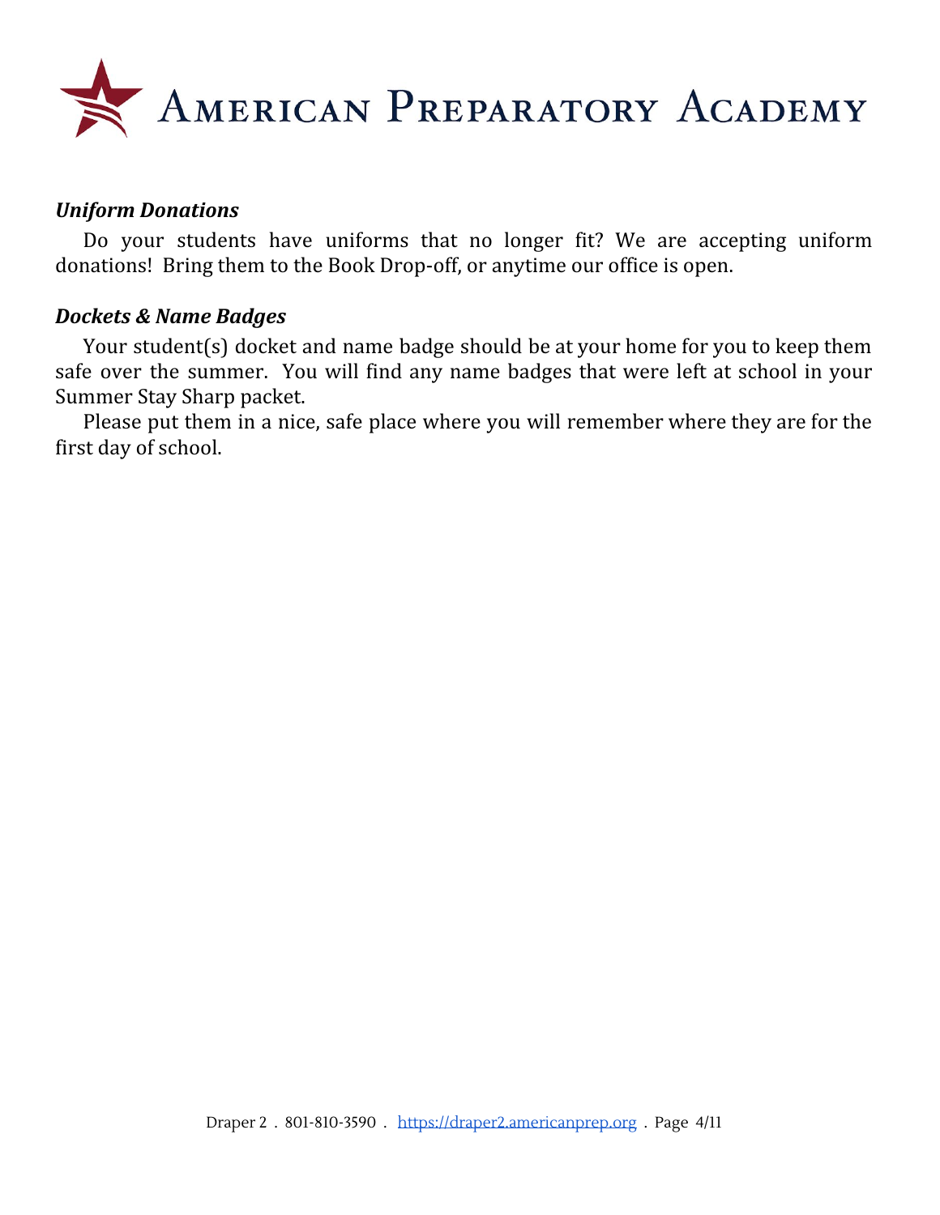### *Uniform Donations*

Do your students have uniforms that no longer fit? We are accepting uniform donations! Bring them to the Book Drop-off, or anytime our office is open.

### *Dockets & Name Badges*

Your student(s) docket and name badge should be at your home for you to keep them safe over the summer. You will find any name badges that were left at school in your Summer Stay Sharp packet.

Please put them in a nice, safe place where you will remember where they are for the first day of school.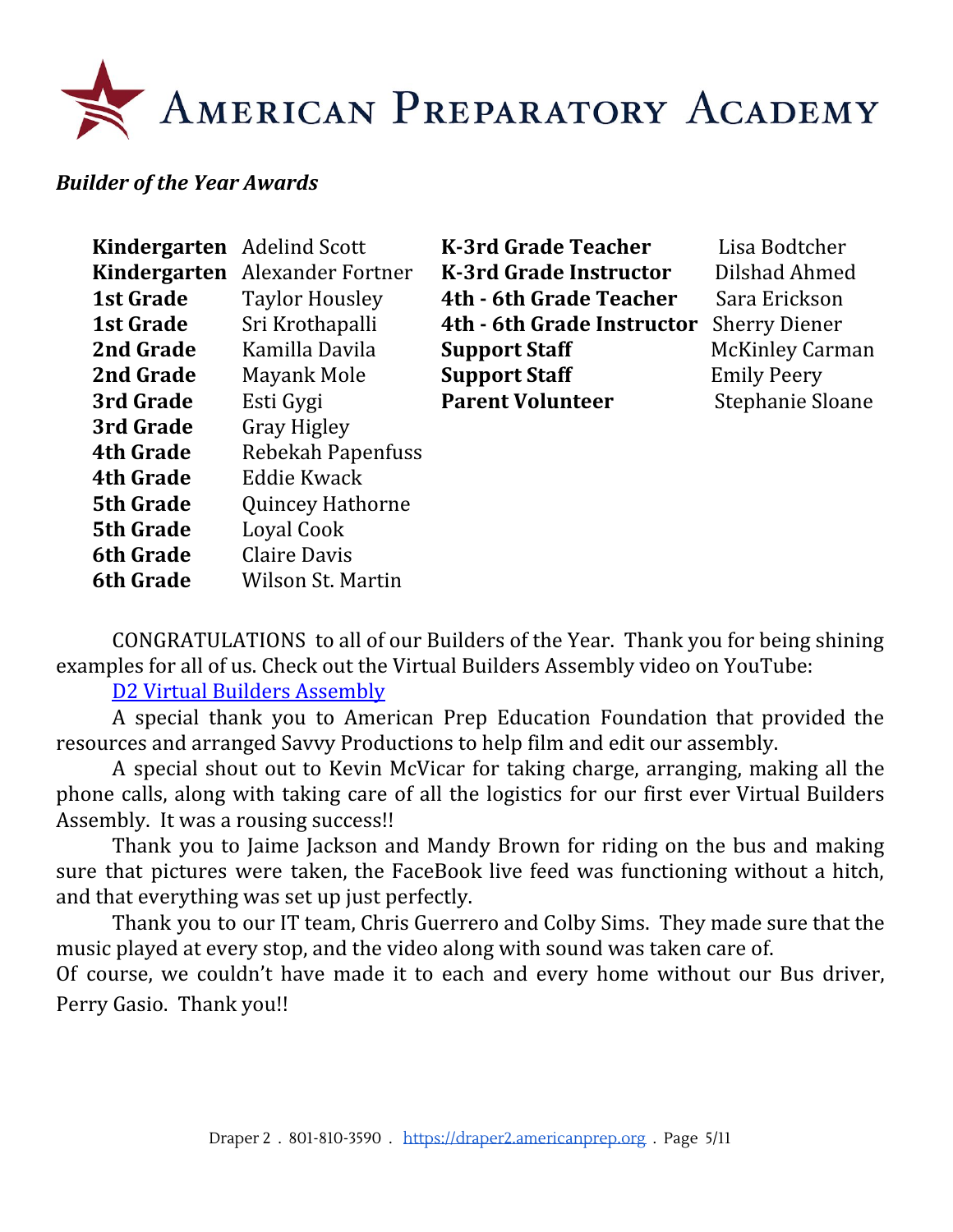# American Preparatory Academy

***Builder of the Year Awards***

| | |
|---|---|
| **Kindergarten** | Adelind Scott |
| **Kindergarten** | Alexander Fortner |
| **1st Grade** | Taylor Housley |
| **1st Grade** | Sri Krothapalli |
| **2nd Grade** | Kamilla Davila |
| **2nd Grade** | Mayank Mole |
| **3rd Grade** | Esti Gygi |
| **3rd Grade** | Gray Higley |
| **4th Grade** | Rebekah Papenfuss |
| **4th Grade** | Eddie Kwack |
| **5th Grade** | Quincey Hathorne |
| **5th Grade** | Loyal Cook |
| **6th Grade** | Claire Davis |
| **6th Grade** | Wilson St. Martin |

| | |
|---|---|
| **K-3rd Grade Teacher** | Lisa Bodtcher |
| **K-3rd Grade Instructor** | Dilshad Ahmed |
| **4th - 6th Grade Teacher** | Sara Erickson |
| **4th - 6th Grade Instructor** | Sherry Diener |
| **Support Staff** | McKinley Carman |
| **Support Staff** | Emily Peery |
| **Parent Volunteer** | Stephanie Sloane |

CONGRATULATIONS to all of our Builders of the Year. Thank you for being shining examples for all of us. Check out the Virtual Builders Assembly video on YouTube:

[D2 Virtual Builders Assembly]

A special thank you to American Prep Education Foundation that provided the resources and arranged Savvy Productions to help film and edit our assembly.

A special shout out to Kevin McVicar for taking charge, arranging, making all the phone calls, along with taking care of all the logistics for our first ever Virtual Builders Assembly. It was a rousing success!!

Thank you to Jaime Jackson and Mandy Brown for riding on the bus and making sure that pictures were taken, the FaceBook live feed was functioning without a hitch, and that everything was set up just perfectly.

Thank you to our IT team, Chris Guerrero and Colby Sims. They made sure that the music played at every stop, and the video along with sound was taken care of.

Of course, we couldn't have made it to each and every home without our Bus driver, Perry Gasio. Thank you!!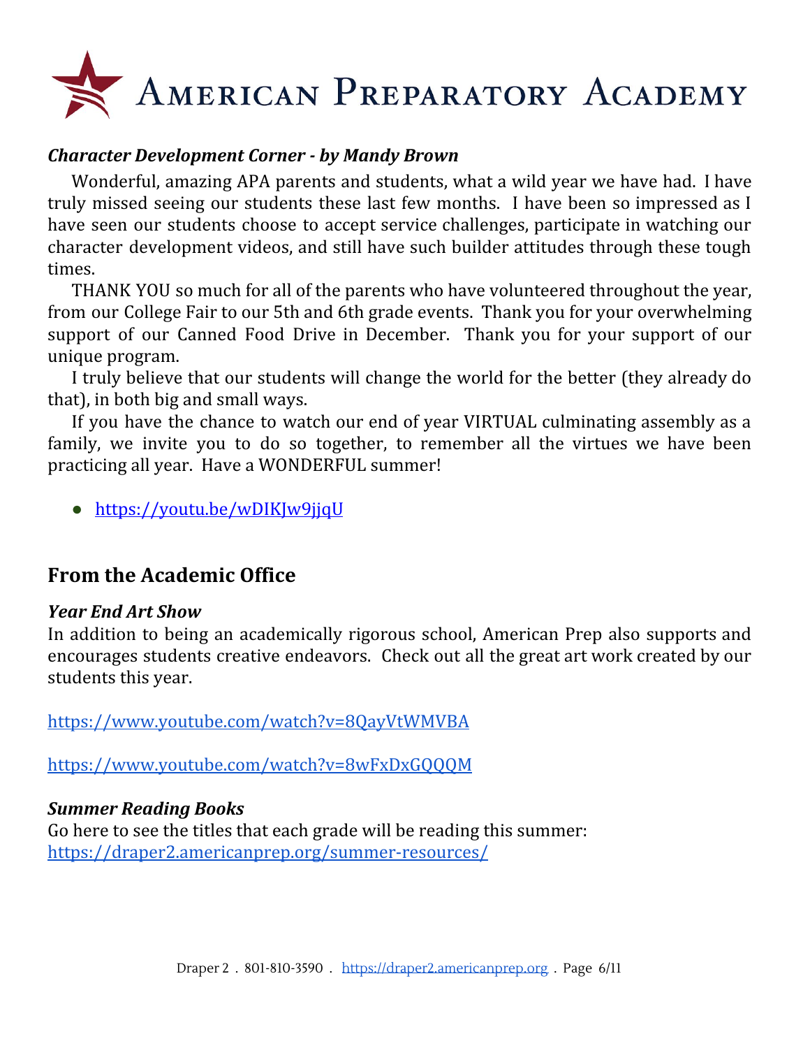# American Preparatory Academy

***Character Development Corner - by Mandy Brown***

Wonderful, amazing APA parents and students, what a wild year we have had. I have truly missed seeing our students these last few months. I have been so impressed as I have seen our students choose to accept service challenges, participate in watching our character development videos, and still have such builder attitudes through these tough times.

THANK YOU so much for all of the parents who have volunteered throughout the year, from our College Fair to our 5th and 6th grade events. Thank you for your overwhelming support of our Canned Food Drive in December. Thank you for your support of our unique program.

I truly believe that our students will change the world for the better (they already do that), in both big and small ways.

If you have the chance to watch our end of year VIRTUAL culminating assembly as a family, we invite you to do so together, to remember all the virtues we have been practicing all year. Have a WONDERFUL summer!

- https://youtu.be/wDIKJw9jjqU

## From the Academic Office

***Year End Art Show***

In addition to being an academically rigorous school, American Prep also supports and encourages students creative endeavors. Check out all the great art work created by our students this year.

https://www.youtube.com/watch?v=8QayVtWMVBA

https://www.youtube.com/watch?v=8wFxDxGQQQM

***Summer Reading Books***

Go here to see the titles that each grade will be reading this summer:
https://draper2.americanprep.org/summer-resources/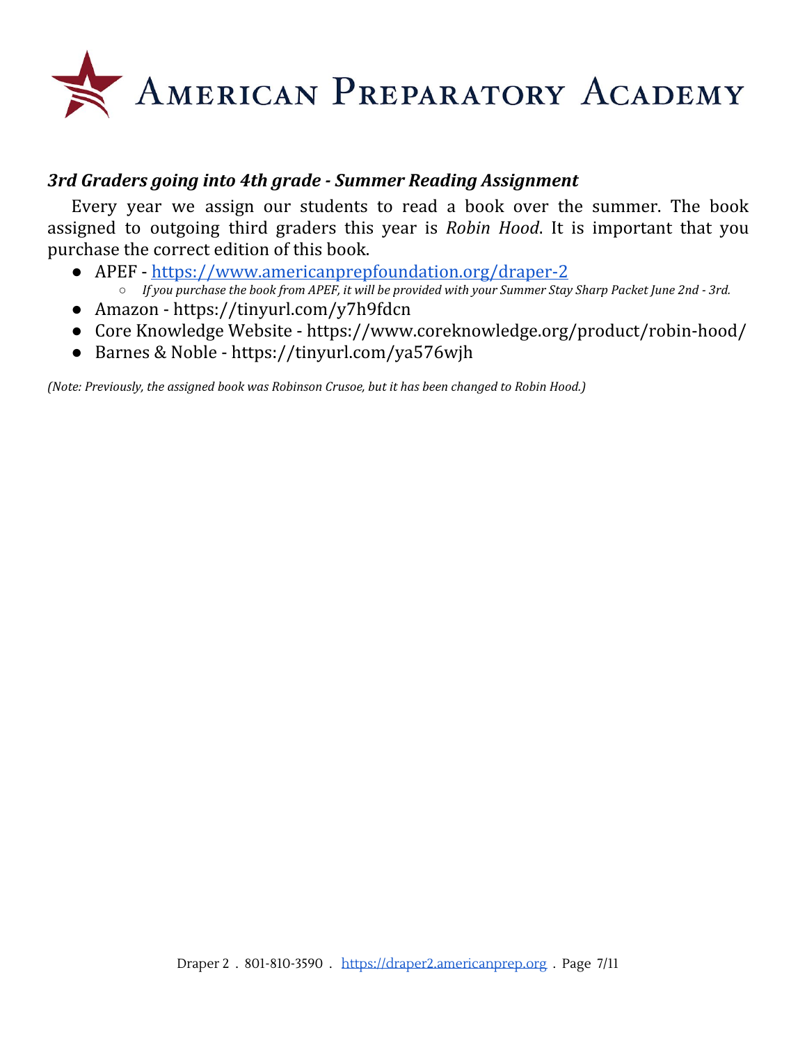### ***3rd Graders going into 4th grade - Summer Reading Assignment***

Every year we assign our students to read a book over the summer. The book assigned to outgoing third graders this year is *Robin Hood*. It is important that you purchase the correct edition of this book.

- APEF - [https://www.americanprepfoundation.org/draper-2](https://www.americanprepfoundation.org/draper-2)
  - *If you purchase the book from APEF, it will be provided with your Summer Stay Sharp Packet June 2nd - 3rd.*
- Amazon - https://tinyurl.com/y7h9fdcn
- Core Knowledge Website - https://www.coreknowledge.org/product/robin-hood/
- Barnes & Noble - https://tinyurl.com/ya576wjh

*(Note: Previously, the assigned book was Robinson Crusoe, but it has been changed to Robin Hood.)*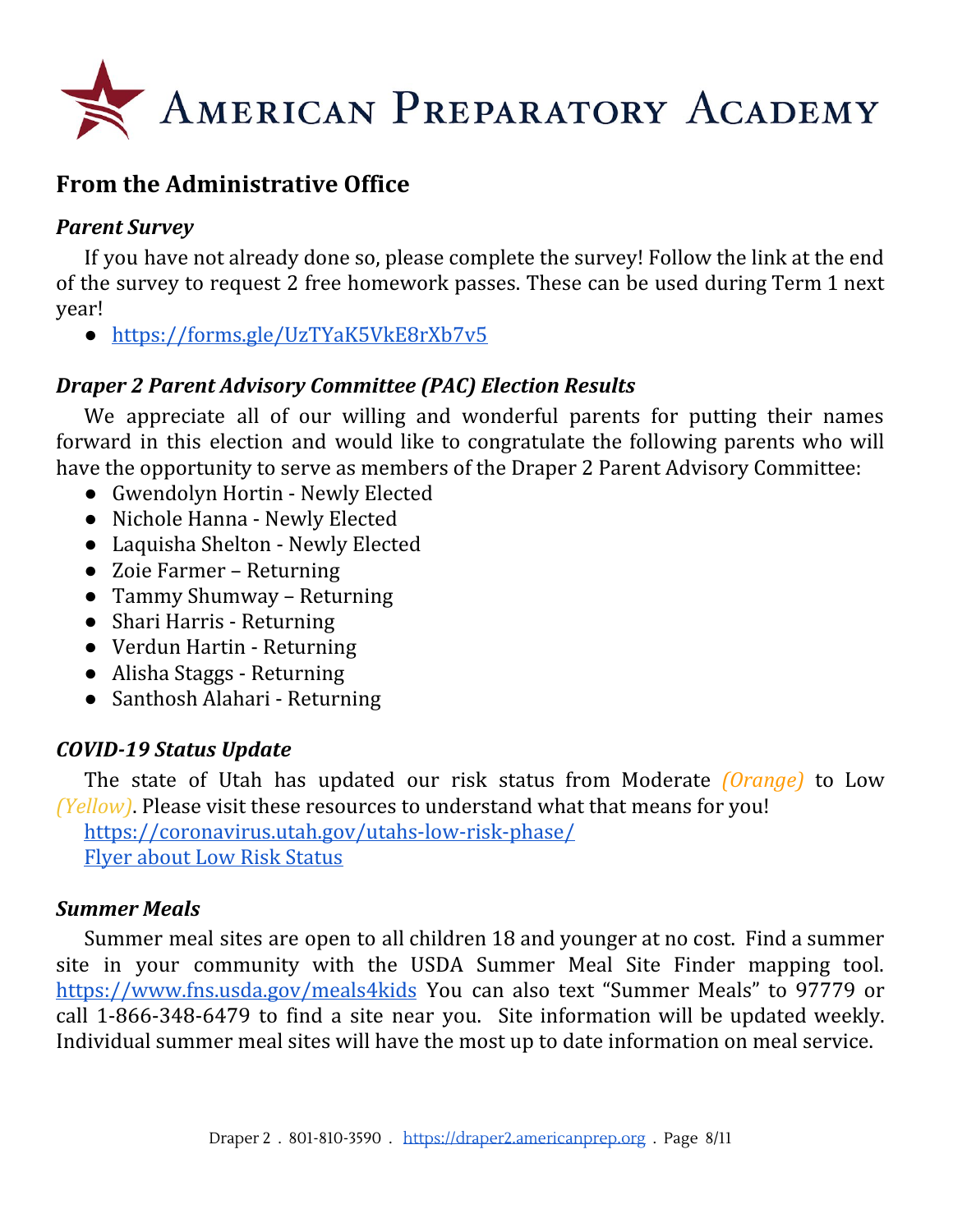# American Preparatory Academy

## From the Administrative Office

### *Parent Survey*

If you have not already done so, please complete the survey! Follow the link at the end of the survey to request 2 free homework passes. These can be used during Term 1 next year!

- https://forms.gle/UzTYaK5VkE8rXb7v5

### *Draper 2 Parent Advisory Committee (PAC) Election Results*

We appreciate all of our willing and wonderful parents for putting their names forward in this election and would like to congratulate the following parents who will have the opportunity to serve as members of the Draper 2 Parent Advisory Committee:

- Gwendolyn Hortin - Newly Elected
- Nichole Hanna - Newly Elected
- Laquisha Shelton - Newly Elected
- Zoie Farmer – Returning
- Tammy Shumway – Returning
- Shari Harris - Returning
- Verdun Hartin - Returning
- Alisha Staggs - Returning
- Santhosh Alahari - Returning

### *COVID-19 Status Update*

The state of Utah has updated our risk status from Moderate *(Orange)* to Low *(Yellow)*. Please visit these resources to understand what that means for you!

https://coronavirus.utah.gov/utahs-low-risk-phase/

Flyer about Low Risk Status

### *Summer Meals*

Summer meal sites are open to all children 18 and younger at no cost. Find a summer site in your community with the USDA Summer Meal Site Finder mapping tool. https://www.fns.usda.gov/meals4kids You can also text "Summer Meals" to 97779 or call 1-866-348-6479 to find a site near you. Site information will be updated weekly. Individual summer meal sites will have the most up to date information on meal service.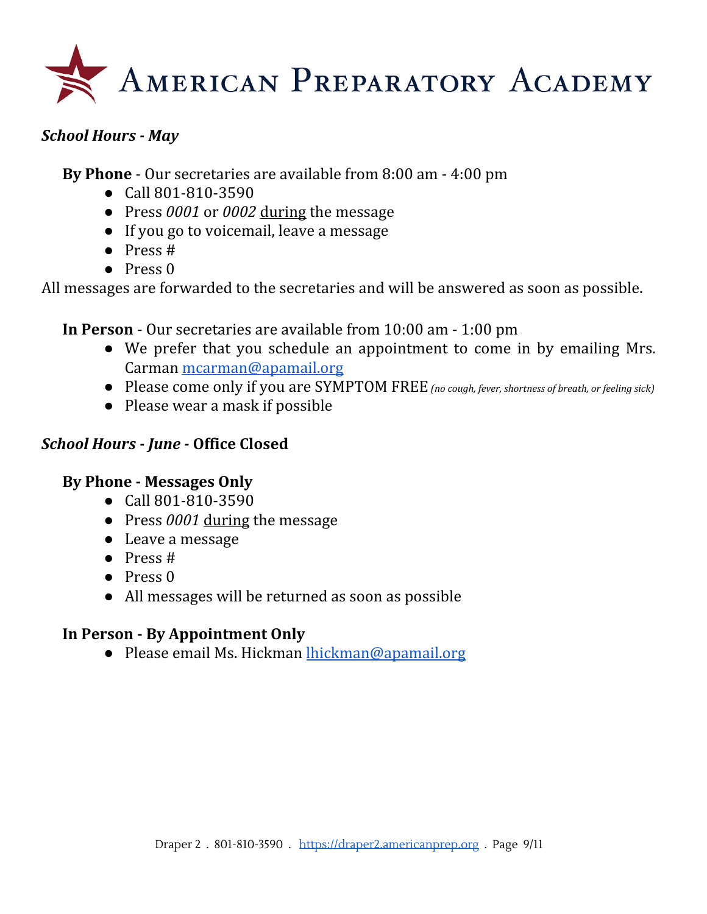# American Preparatory Academy

***School Hours - May***

**By Phone** - Our secretaries are available from 8:00 am - 4:00 pm

- Call 801-810-3590
- Press *0001* or *0002* during the message
- If you go to voicemail, leave a message
- Press #
- Press 0

All messages are forwarded to the secretaries and will be answered as soon as possible.

**In Person** - Our secretaries are available from 10:00 am - 1:00 pm

- We prefer that you schedule an appointment to come in by emailing Mrs. Carman mcarman@apamail.org
- Please come only if you are SYMPTOM FREE *(no cough, fever, shortness of breath, or feeling sick)*
- Please wear a mask if possible

***School Hours - June* - Office Closed**

**By Phone - Messages Only**

- Call 801-810-3590
- Press *0001* during the message
- Leave a message
- Press #
- Press 0
- All messages will be returned as soon as possible

**In Person - By Appointment Only**

- Please email Ms. Hickman lhickman@apamail.org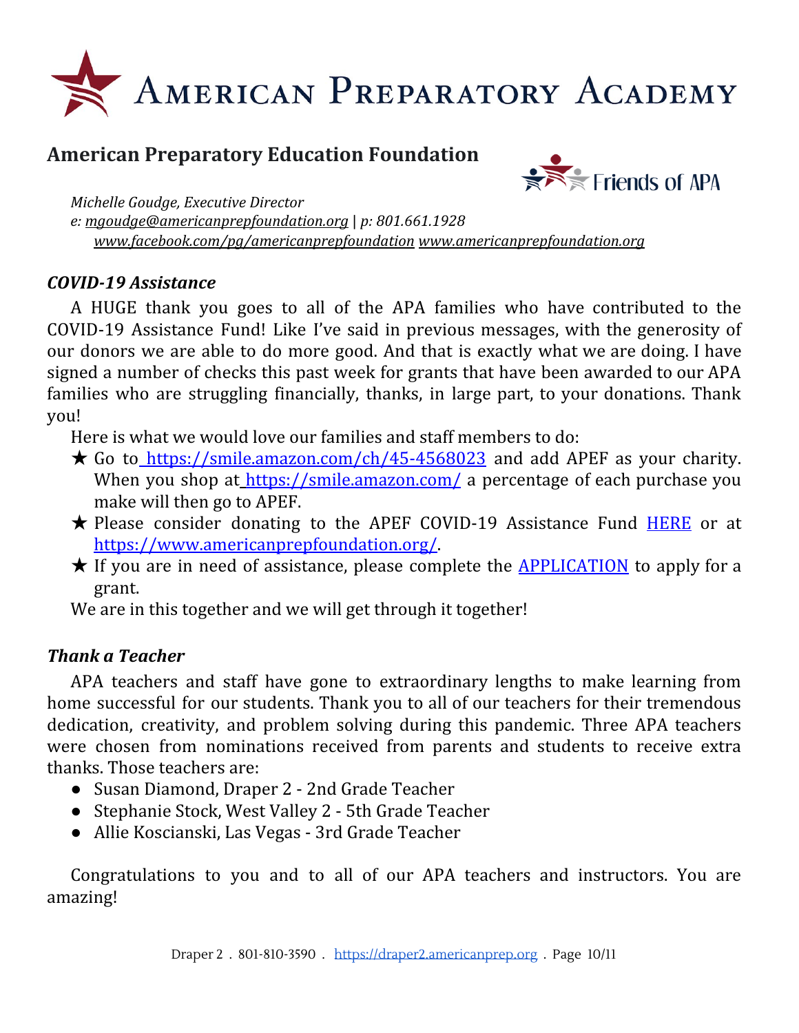# American Preparatory Academy

## American Preparatory Education Foundation

Friends of APA

*Michelle Goudge, Executive Director*
*e: mgoudge@americanprepfoundation.org | p: 801.661.1928*
*www.facebook.com/pg/americanprepfoundation www.americanprepfoundation.org*

### *COVID-19 Assistance*

A HUGE thank you goes to all of the APA families who have contributed to the COVID-19 Assistance Fund! Like I've said in previous messages, with the generosity of our donors we are able to do more good. And that is exactly what we are doing. I have signed a number of checks this past week for grants that have been awarded to our APA families who are struggling financially, thanks, in large part, to your donations. Thank you!

Here is what we would love our families and staff members to do:

★ Go to https://smile.amazon.com/ch/45-4568023 and add APEF as your charity. When you shop at https://smile.amazon.com/ a percentage of each purchase you make will then go to APEF.
★ Please consider donating to the APEF COVID-19 Assistance Fund HERE or at https://www.americanprepfoundation.org/.
★ If you are in need of assistance, please complete the APPLICATION to apply for a grant.

We are in this together and we will get through it together!

### *Thank a Teacher*

APA teachers and staff have gone to extraordinary lengths to make learning from home successful for our students. Thank you to all of our teachers for their tremendous dedication, creativity, and problem solving during this pandemic. Three APA teachers were chosen from nominations received from parents and students to receive extra thanks. Those teachers are:

- Susan Diamond, Draper 2 - 2nd Grade Teacher
- Stephanie Stock, West Valley 2 - 5th Grade Teacher
- Allie Koscianski, Las Vegas - 3rd Grade Teacher

Congratulations to you and to all of our APA teachers and instructors. You are amazing!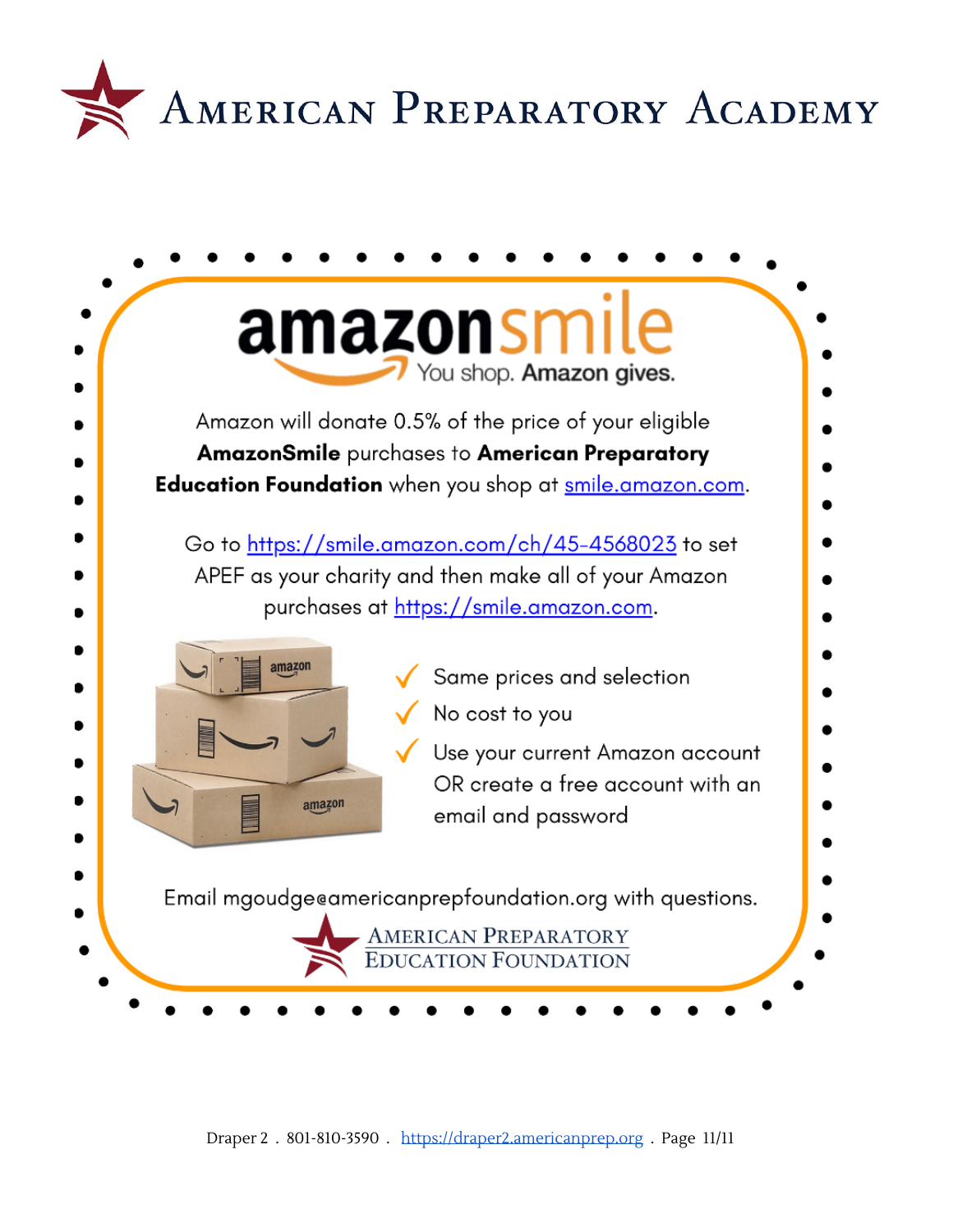# American Preparatory Academy

## amazonsmile

You shop. **Amazon gives.**

Amazon will donate 0.5% of the price of your eligible **AmazonSmile** purchases to **American Preparatory Education Foundation** when you shop at smile.amazon.com.

Go to https://smile.amazon.com/ch/45-4568023 to set APEF as your charity and then make all of your Amazon purchases at https://smile.amazon.com.

- ✓ Same prices and selection
- ✓ No cost to you
- ✓ Use your current Amazon account OR create a free account with an email and password

Email mgoudge@americanprepfoundation.org with questions.

American Preparatory Education Foundation

Draper 2 . 801-810-3590 . https://draper2.americanprep.org